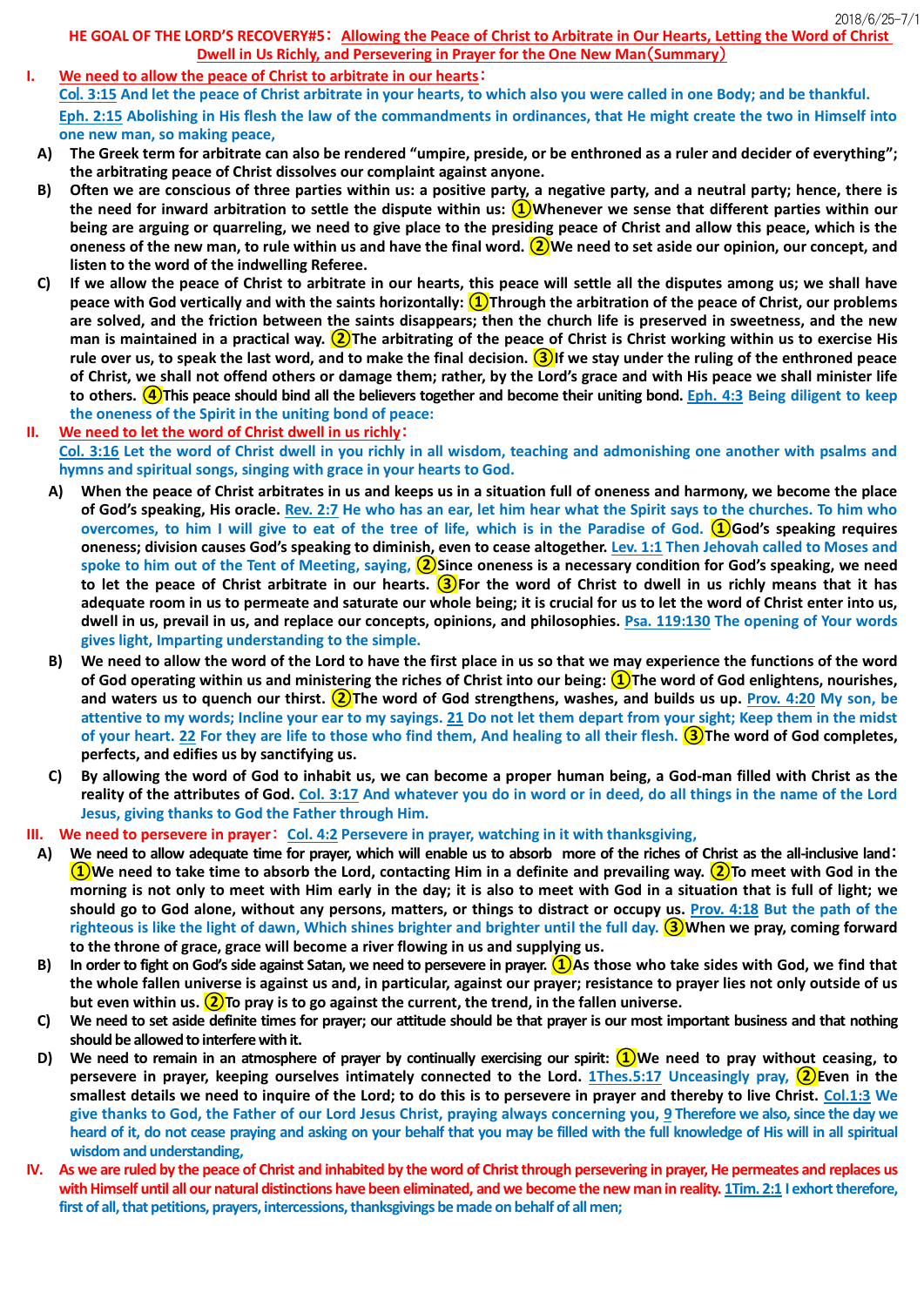2018/6/25-7/1

# HE GOAL OF THE LORD'S RECOVERY#5：Allowing the Peace of Christ to Arbitrate in Our Hearts, Letting the Word of Christ Dwell in Us Richly, and Persevering in Prayer for the One New Man（Summary）

## I. We need to allow the peace of Christ to arbitrate in our hearts：

Col. 3:15 And let the peace of Christ arbitrate in your hearts, to which also you were called in one Body; and be thankful.

Eph. 2:15 Abolishing in His flesh the law of the commandments in ordinances, that He might create the two in Himself into one new man, so making peace,

A) The Greek term for arbitrate can also be rendered "umpire, preside, or be enthroned as a ruler and decider of everything"; the arbitrating peace of Christ dissolves our complaint against anyone.

B) Often we are conscious of three parties within us: a positive party, a negative party, and a neutral party; hence, there is the need for inward arbitration to settle the dispute within us: ①Whenever we sense that different parties within our being are arguing or quarreling, we need to give place to the presiding peace of Christ and allow this peace, which is the oneness of the new man, to rule within us and have the final word. ②We need to set aside our opinion, our concept, and listen to the word of the indwelling Referee.

C) If we allow the peace of Christ to arbitrate in our hearts, this peace will settle all the disputes among us; we shall have peace with God vertically and with the saints horizontally: ①Through the arbitration of the peace of Christ, our problems are solved, and the friction between the saints disappears; then the church life is preserved in sweetness, and the new man is maintained in a practical way. ②The arbitrating of the peace of Christ is Christ working within us to exercise His rule over us, to speak the last word, and to make the final decision. ③If we stay under the ruling of the enthroned peace of Christ, we shall not offend others or damage them; rather, by the Lord's grace and with His peace we shall minister life to others. ④This peace should bind all the believers together and become their uniting bond. Eph. 4:3 Being diligent to keep the oneness of the Spirit in the uniting bond of peace:

## II. We need to let the word of Christ dwell in us richly：

Col. 3:16 Let the word of Christ dwell in you richly in all wisdom, teaching and admonishing one another with psalms and hymns and spiritual songs, singing with grace in your hearts to God.

A) When the peace of Christ arbitrates in us and keeps us in a situation full of oneness and harmony, we become the place of God's speaking, His oracle. Rev. 2:7 He who has an ear, let him hear what the Spirit says to the churches. To him who overcomes, to him I will give to eat of the tree of life, which is in the Paradise of God. ①God's speaking requires oneness; division causes God's speaking to diminish, even to cease altogether. Lev. 1:1 Then Jehovah called to Moses and spoke to him out of the Tent of Meeting, saying, ②Since oneness is a necessary condition for God's speaking, we need to let the peace of Christ arbitrate in our hearts. ③For the word of Christ to dwell in us richly means that it has adequate room in us to permeate and saturate our whole being; it is crucial for us to let the word of Christ enter into us, dwell in us, prevail in us, and replace our concepts, opinions, and philosophies. Psa. 119:130 The opening of Your words gives light, Imparting understanding to the simple.

B) We need to allow the word of the Lord to have the first place in us so that we may experience the functions of the word of God operating within us and ministering the riches of Christ into our being: ①The word of God enlightens, nourishes, and waters us to quench our thirst. ②The word of God strengthens, washes, and builds us up. Prov. 4:20 My son, be attentive to my words; Incline your ear to my sayings. 21 Do not let them depart from your sight; Keep them in the midst of your heart. 22 For they are life to those who find them, And healing to all their flesh. ③The word of God completes, perfects, and edifies us by sanctifying us.

C) By allowing the word of God to inhabit us, we can become a proper human being, a God-man filled with Christ as the reality of the attributes of God. Col. 3:17 And whatever you do in word or in deed, do all things in the name of the Lord Jesus, giving thanks to God the Father through Him.

## III. We need to persevere in prayer：Col. 4:2 Persevere in prayer, watching in it with thanksgiving,

A) We need to allow adequate time for prayer, which will enable us to absorb more of the riches of Christ as the all-inclusive land： ①We need to take time to absorb the Lord, contacting Him in a definite and prevailing way. ②To meet with God in the morning is not only to meet with Him early in the day; it is also to meet with God in a situation that is full of light; we should go to God alone, without any persons, matters, or things to distract or occupy us. Prov. 4:18 But the path of the righteous is like the light of dawn, Which shines brighter and brighter until the full day. ③When we pray, coming forward to the throne of grace, grace will become a river flowing in us and supplying us.

B) In order to fight on God's side against Satan, we need to persevere in prayer. ①As those who take sides with God, we find that the whole fallen universe is against us and, in particular, against our prayer; resistance to prayer lies not only outside of us but even within us. ②To pray is to go against the current, the trend, in the fallen universe.

C) We need to set aside definite times for prayer; our attitude should be that prayer is our most important business and that nothing should be allowed to interfere with it.

D) We need to remain in an atmosphere of prayer by continually exercising our spirit: ①We need to pray without ceasing, to persevere in prayer, keeping ourselves intimately connected to the Lord. 1Thes.5:17 Unceasingly pray, ②Even in the smallest details we need to inquire of the Lord; to do this is to persevere in prayer and thereby to live Christ. Col.1:3 We give thanks to God, the Father of our Lord Jesus Christ, praying always concerning you, 9 Therefore we also, since the day we heard of it, do not cease praying and asking on your behalf that you may be filled with the full knowledge of His will in all spiritual wisdom and understanding,

## IV. As we are ruled by the peace of Christ and inhabited by the word of Christ through persevering in prayer, He permeates and replaces us with Himself until all our natural distinctions have been eliminated, and we become the new man in reality.

1Tim. 2:1 I exhort therefore, first of all, that petitions, prayers, intercessions, thanksgivings be made on behalf of all men;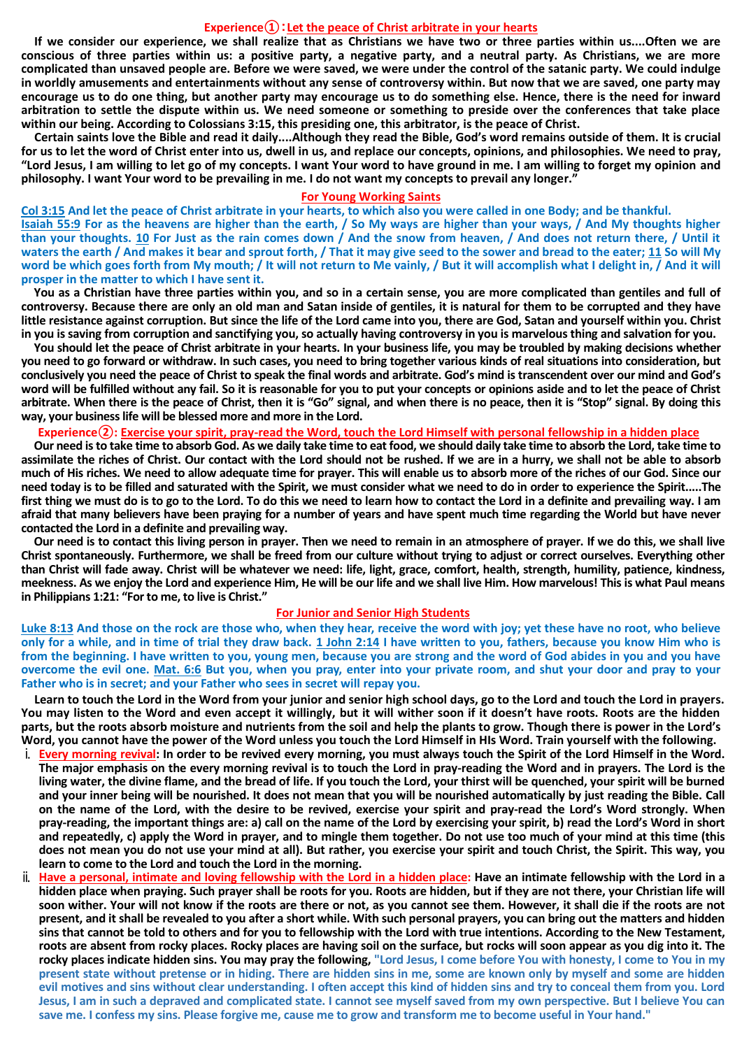## Experience①: Let the peace of Christ arbitrate in your hearts

**If we consider our experience, we shall realize that as Christians we have two or three parties within us....Often we are conscious of three parties within us: a positive party, a negative party, and a neutral party. As Christians, we are more complicated than unsaved people are. Before we were saved, we were under the control of the satanic party. We could indulge in worldly amusements and entertainments without any sense of controversy within. But now that we are saved, one party may encourage us to do one thing, but another party may encourage us to do something else. Hence, there is the need for inward arbitration to settle the dispute within us. We need someone or something to preside over the conferences that take place within our being. According to Colossians 3:15, this presiding one, this arbitrator, is the peace of Christ.**

**Certain saints love the Bible and read it daily....Although they read the Bible, God's word remains outside of them. It is crucial for us to let the word of Christ enter into us, dwell in us, and replace our concepts, opinions, and philosophies. We need to pray, "Lord Jesus, I am willing to let go of my concepts. I want Your word to have ground in me. I am willing to forget my opinion and philosophy. I want Your word to be prevailing in me. I do not want my concepts to prevail any longer."**

### For Young Working Saints

**Col 3:15 And let the peace of Christ arbitrate in your hearts, to which also you were called in one Body; and be thankful.**
**Isaiah 55:9 For as the heavens are higher than the earth, / So My ways are higher than your ways, / And My thoughts higher than your thoughts. 10 For Just as the rain comes down / And the snow from heaven, / And does not return there, / Until it waters the earth / And makes it bear and sprout forth, / That it may give seed to the sower and bread to the eater; 11 So will My word be which goes forth from My mouth; / It will not return to Me vainly, / But it will accomplish what I delight in, / And it will prosper in the matter to which I have sent it.**

**You as a Christian have three parties within you, and so in a certain sense, you are more complicated than gentiles and full of controversy. Because there are only an old man and Satan inside of gentiles, it is natural for them to be corrupted and they have little resistance against corruption. But since the life of the Lord came into you, there are God, Satan and yourself within you. Christ in you is saving from corruption and sanctifying you, so actually having controversy in you is marvelous thing and salvation for you.**

**You should let the peace of Christ arbitrate in your hearts. In your business life, you may be troubled by making decisions whether you need to go forward or withdraw. In such cases, you need to bring together various kinds of real situations into consideration, but conclusively you need the peace of Christ to speak the final words and arbitrate. God's mind is transcendent over our mind and God's word will be fulfilled without any fail. So it is reasonable for you to put your concepts or opinions aside and to let the peace of Christ arbitrate. When there is the peace of Christ, then it is "Go" signal, and when there is no peace, then it is "Stop" signal. By doing this way, your business life will be blessed more and more in the Lord.**

## Experience②: Exercise your spirit, pray-read the Word, touch the Lord Himself with personal fellowship in a hidden place

**Our need is to take time to absorb God. As we daily take time to eat food, we should daily take time to absorb the Lord, take time to assimilate the riches of Christ. Our contact with the Lord should not be rushed. If we are in a hurry, we shall not be able to absorb much of His riches. We need to allow adequate time for prayer. This will enable us to absorb more of the riches of our God. Since our need today is to be filled and saturated with the Spirit, we must consider what we need to do in order to experience the Spirit.....The first thing we must do is to go to the Lord. To do this we need to learn how to contact the Lord in a definite and prevailing way. I am afraid that many believers have been praying for a number of years and have spent much time regarding the World but have never contacted the Lord in a definite and prevailing way.**

**Our need is to contact this living person in prayer. Then we need to remain in an atmosphere of prayer. If we do this, we shall live Christ spontaneously. Furthermore, we shall be freed from our culture without trying to adjust or correct ourselves. Everything other than Christ will fade away. Christ will be whatever we need: life, light, grace, comfort, health, strength, humility, patience, kindness, meekness. As we enjoy the Lord and experience Him, He will be our life and we shall live Him. How marvelous! This is what Paul means in Philippians 1:21: "For to me, to live is Christ."**

### For Junior and Senior High Students

**Luke 8:13 And those on the rock are those who, when they hear, receive the word with joy; yet these have no root, who believe only for a while, and in time of trial they draw back. 1 John 2:14 I have written to you, fathers, because you know Him who is from the beginning. I have written to you, young men, because you are strong and the word of God abides in you and you have overcome the evil one. Mat. 6:6 But you, when you pray, enter into your private room, and shut your door and pray to your Father who is in secret; and your Father who sees in secret will repay you.**

**Learn to touch the Lord in the Word from your junior and senior high school days, go to the Lord and touch the Lord in prayers. You may listen to the Word and even accept it willingly, but it will wither soon if it doesn't have roots. Roots are the hidden parts, but the roots absorb moisture and nutrients from the soil and help the plants to grow. Though there is power in the Lord's Word, you cannot have the power of the Word unless you touch the Lord Himself in HIs Word. Train yourself with the following.**

i. **Every morning revival: In order to be revived every morning, you must always touch the Spirit of the Lord Himself in the Word. The major emphasis on the every morning revival is to touch the Lord in pray-reading the Word and in prayers. The Lord is the living water, the divine flame, and the bread of life. If you touch the Lord, your thirst will be quenched, your spirit will be burned and your inner being will be nourished. It does not mean that you will be nourished automatically by just reading the Bible. Call on the name of the Lord, with the desire to be revived, exercise your spirit and pray-read the Lord's Word strongly. When pray-reading, the important things are: a) call on the name of the Lord by exercising your spirit, b) read the Lord's Word in short and repeatedly, c) apply the Word in prayer, and to mingle them together. Do not use too much of your mind at this time (this does not mean you do not use your mind at all). But rather, you exercise your spirit and touch Christ, the Spirit. This way, you learn to come to the Lord and touch the Lord in the morning.**
ii. **Have a personal, intimate and loving fellowship with the Lord in a hidden place: Have an intimate fellowship with the Lord in a hidden place when praying. Such prayer shall be roots for you. Roots are hidden, but if they are not there, your Christian life will soon wither. Your will not know if the roots are there or not, as you cannot see them. However, it shall die if the roots are not present, and it shall be revealed to you after a short while. With such personal prayers, you can bring out the matters and hidden sins that cannot be told to others and for you to fellowship with the Lord with true intentions. According to the New Testament, roots are absent from rocky places. Rocky places are having soil on the surface, but rocks will soon appear as you dig into it. The rocky places indicate hidden sins. You may pray the following, "Lord Jesus, I come before You with honesty, I come to You in my present state without pretense or in hiding. There are hidden sins in me, some are known only by myself and some are hidden evil motives and sins without clear understanding. I often accept this kind of hidden sins and try to conceal them from you. Lord Jesus, I am in such a depraved and complicated state. I cannot see myself saved from my own perspective. But I believe You can save me. I confess my sins. Please forgive me, cause me to grow and transform me to become useful in Your hand."**